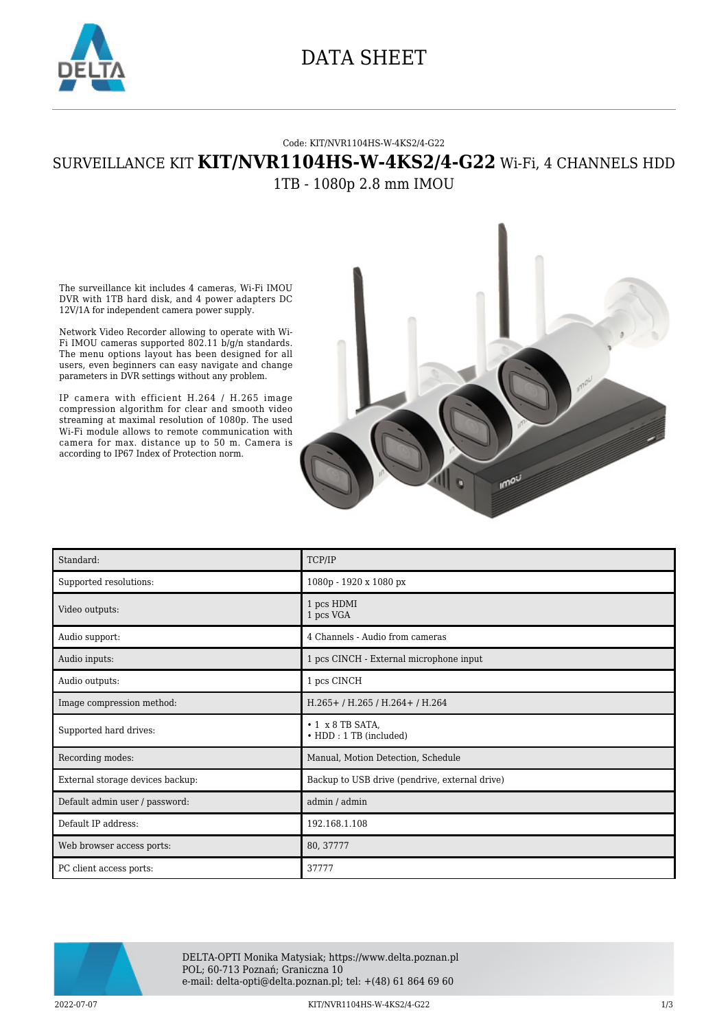# DATA SHEET

Code: KIT/NVR1104HS-W-4KS2/4-G22

## SURVEILLANCE KIT **KIT/NVR1104HS-W-4KS2/4-G22** Wi-Fi, 4 CHANNELS HDD 1TB - 1080p 2.8 mm IMOU

The surveillance kit includes 4 cameras, Wi-Fi IMOU DVR with 1TB hard disk, and 4 power adapters DC 12V/1A for independent camera power supply.

Network Video Recorder allowing to operate with Wi-Fi IMOU cameras supported 802.11 b/g/n standards. The menu options layout has been designed for all users, even beginners can easy navigate and change parameters in DVR settings without any problem.

IP camera with efficient H.264 / H.265 image compression algorithm for clear and smooth video streaming at maximal resolution of 1080p. The used Wi-Fi module allows to remote communication with camera for max. distance up to 50 m. Camera is according to IP67 Index of Protection norm.

| | |
|---|---|
| Standard: | TCP/IP |
| Supported resolutions: | 1080p - 1920 x 1080 px |
| Video outputs: | 1 pcs HDMI<br>1 pcs VGA |
| Audio support: | 4 Channels - Audio from cameras |
| Audio inputs: | 1 pcs CINCH - External microphone input |
| Audio outputs: | 1 pcs CINCH |
| Image compression method: | H.265+ / H.265 / H.264+ / H.264 |
| Supported hard drives: | • 1 x 8 TB SATA,<br>• HDD : 1 TB (included) |
| Recording modes: | Manual, Motion Detection, Schedule |
| External storage devices backup: | Backup to USB drive (pendrive, external drive) |
| Default admin user / password: | admin / admin |
| Default IP address: | 192.168.1.108 |
| Web browser access ports: | 80, 37777 |
| PC client access ports: | 37777 |

DELTA-OPTI Monika Matysiak; https://www.delta.poznan.pl
POL; 60-713 Poznań; Graniczna 10
e-mail: delta-opti@delta.poznan.pl; tel: +(48) 61 864 69 60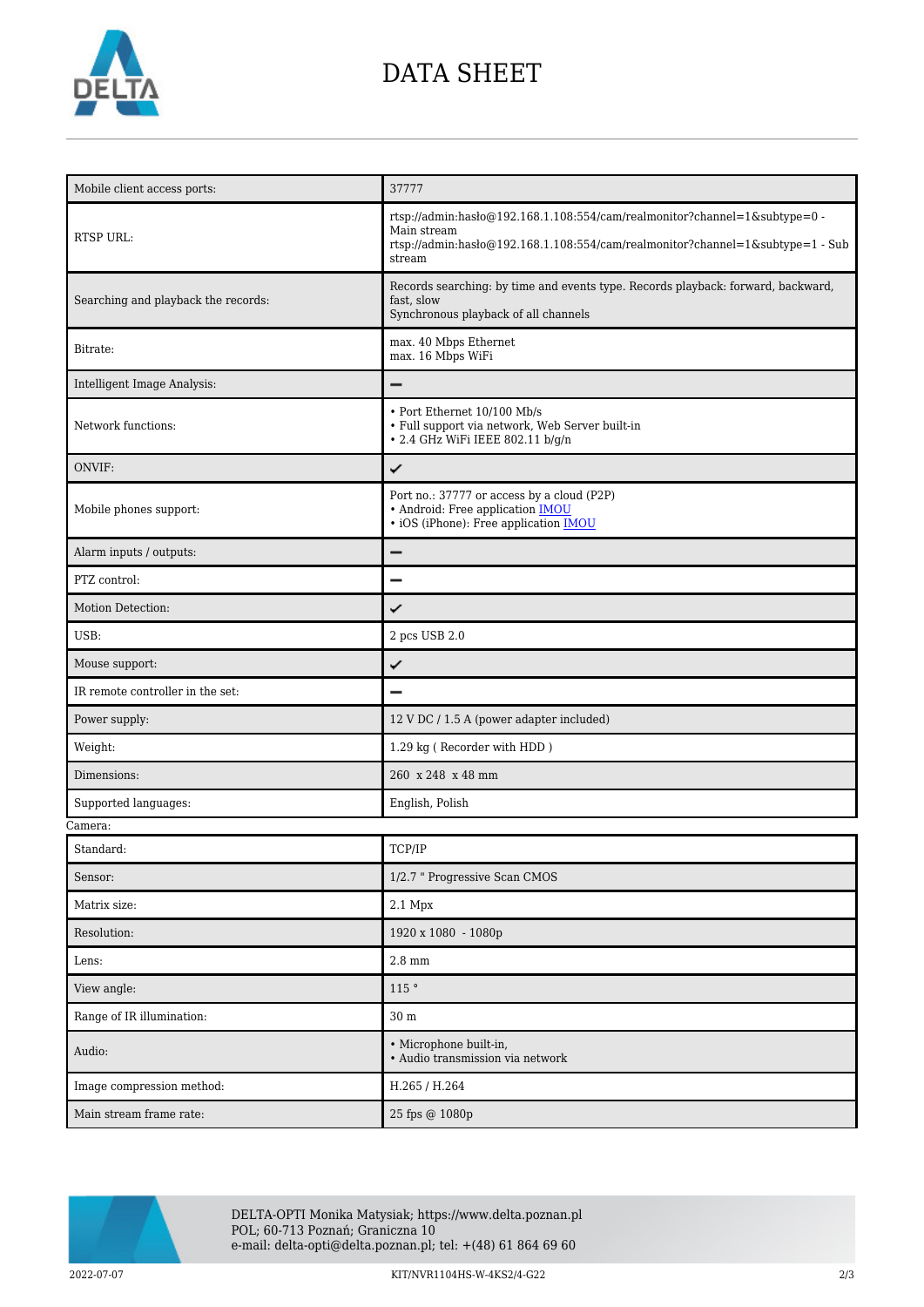| Mobile client access ports: | 37777 |
|---|---|
| RTSP URL: | rtsp://admin:hasło@192.168.1.108:554/cam/realmonitor?channel=1&subtype=0 - Main stream<br>rtsp://admin:hasło@192.168.1.108:554/cam/realmonitor?channel=1&subtype=1 - Sub stream |
| Searching and playback the records: | Records searching: by time and events type. Records playback: forward, backward, fast, slow<br>Synchronous playback of all channels |
| Bitrate: | max. 40 Mbps Ethernet<br>max. 16 Mbps WiFi |
| Intelligent Image Analysis: | – |
| Network functions: | • Port Ethernet 10/100 Mb/s<br>• Full support via network, Web Server built-in<br>• 2.4 GHz WiFi IEEE 802.11 b/g/n |
| ONVIF: | ✓ |
| Mobile phones support: | Port no.: 37777 or access by a cloud (P2P)<br>• Android: Free application IMOU<br>• iOS (iPhone): Free application IMOU |
| Alarm inputs / outputs: | – |
| PTZ control: | – |
| Motion Detection: | ✓ |
| USB: | 2 pcs USB 2.0 |
| Mouse support: | ✓ |
| IR remote controller in the set: | – |
| Power supply: | 12 V DC / 1.5 A (power adapter included) |
| Weight: | 1.29 kg ( Recorder with HDD ) |
| Dimensions: | 260 x 248 x 48 mm |
| Supported languages: | English, Polish |

Camera:

| Standard: | TCP/IP |
|---|---|
| Sensor: | 1/2.7 " Progressive Scan CMOS |
| Matrix size: | 2.1 Mpx |
| Resolution: | 1920 x 1080 - 1080p |
| Lens: | 2.8 mm |
| View angle: | 115 ° |
| Range of IR illumination: | 30 m |
| Audio: | • Microphone built-in,<br>• Audio transmission via network |
| Image compression method: | H.265 / H.264 |
| Main stream frame rate: | 25 fps @ 1080p |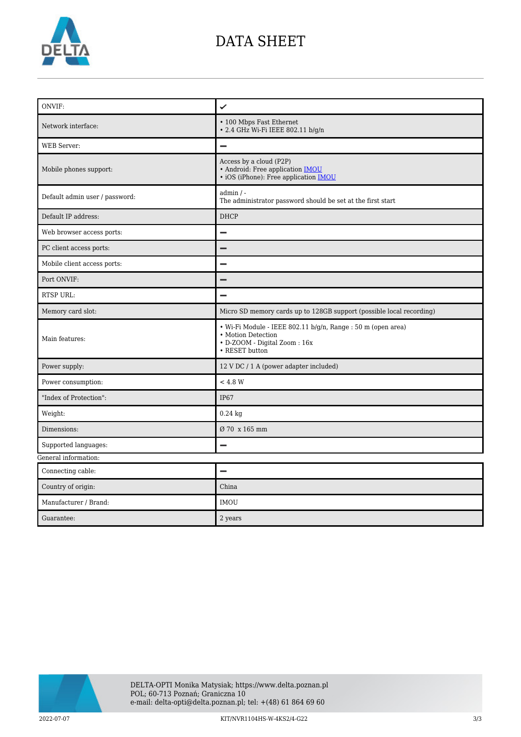# DATA SHEET

| | |
|---|---|
| ONVIF: | ✓ |
| Network interface: | • 100 Mbps Fast Ethernet<br>• 2.4 GHz Wi-Fi IEEE 802.11 b/g/n |
| WEB Server: | − |
| Mobile phones support: | Access by a cloud (P2P)<br>• Android: Free application IMOU<br>• iOS (iPhone): Free application IMOU |
| Default admin user / password: | admin / -<br>The administrator password should be set at the first start |
| Default IP address: | DHCP |
| Web browser access ports: | − |
| PC client access ports: | − |
| Mobile client access ports: | − |
| Port ONVIF: | − |
| RTSP URL: | − |
| Memory card slot: | Micro SD memory cards up to 128GB support (possible local recording) |
| Main features: | • Wi-Fi Module - IEEE 802.11 b/g/n, Range : 50 m (open area)<br>• Motion Detection<br>• D-ZOOM - Digital Zoom : 16x<br>• RESET button |
| Power supply: | 12 V DC / 1 A (power adapter included) |
| Power consumption: | < 4.8 W |
| "Index of Protection": | IP67 |
| Weight: | 0.24 kg |
| Dimensions: | Ø 70 x 165 mm |
| Supported languages: | − |

General information:

| | |
|---|---|
| Connecting cable: | − |
| Country of origin: | China |
| Manufacturer / Brand: | IMOU |
| Guarantee: | 2 years |

DELTA-OPTI Monika Matysiak; https://www.delta.poznan.pl
POL; 60-713 Poznań; Graniczna 10
e-mail: delta-opti@delta.poznan.pl; tel: +(48) 61 864 69 60

2022-07-07 KIT/NVR1104HS-W-4KS2/4-G22